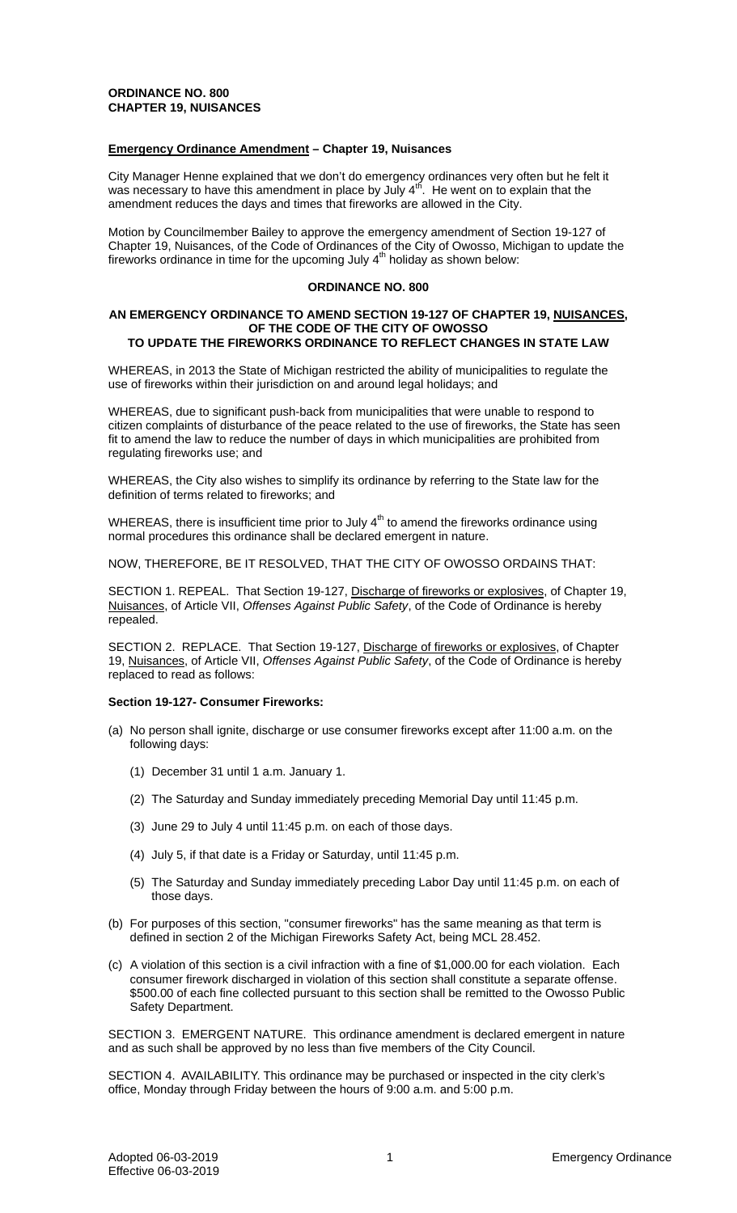**ORDINANCE NO. 800**
**CHAPTER 19, NUISANCES**

**Emergency Ordinance Amendment – Chapter 19, Nuisances**

City Manager Henne explained that we don't do emergency ordinances very often but he felt it was necessary to have this amendment in place by July 4th. He went on to explain that the amendment reduces the days and times that fireworks are allowed in the City.

Motion by Councilmember Bailey to approve the emergency amendment of Section 19-127 of Chapter 19, Nuisances, of the Code of Ordinances of the City of Owosso, Michigan to update the fireworks ordinance in time for the upcoming July 4th holiday as shown below:

**ORDINANCE NO. 800**

**AN EMERGENCY ORDINANCE TO AMEND SECTION 19-127 OF CHAPTER 19, NUISANCES, OF THE CODE OF THE CITY OF OWOSSO TO UPDATE THE FIREWORKS ORDINANCE TO REFLECT CHANGES IN STATE LAW**

WHEREAS, in 2013 the State of Michigan restricted the ability of municipalities to regulate the use of fireworks within their jurisdiction on and around legal holidays; and

WHEREAS, due to significant push-back from municipalities that were unable to respond to citizen complaints of disturbance of the peace related to the use of fireworks, the State has seen fit to amend the law to reduce the number of days in which municipalities are prohibited from regulating fireworks use; and

WHEREAS, the City also wishes to simplify its ordinance by referring to the State law for the definition of terms related to fireworks; and

WHEREAS, there is insufficient time prior to July 4th to amend the fireworks ordinance using normal procedures this ordinance shall be declared emergent in nature.

NOW, THEREFORE, BE IT RESOLVED, THAT THE CITY OF OWOSSO ORDAINS THAT:

SECTION 1. REPEAL. That Section 19-127, Discharge of fireworks or explosives, of Chapter 19, Nuisances, of Article VII, *Offenses Against Public Safety*, of the Code of Ordinance is hereby repealed.

SECTION 2. REPLACE. That Section 19-127, Discharge of fireworks or explosives, of Chapter 19, Nuisances, of Article VII, *Offenses Against Public Safety*, of the Code of Ordinance is hereby replaced to read as follows:

**Section 19-127- Consumer Fireworks:**

(a) No person shall ignite, discharge or use consumer fireworks except after 11:00 a.m. on the following days:

   (1) December 31 until 1 a.m. January 1.

   (2) The Saturday and Sunday immediately preceding Memorial Day until 11:45 p.m.

   (3) June 29 to July 4 until 11:45 p.m. on each of those days.

   (4) July 5, if that date is a Friday or Saturday, until 11:45 p.m.

   (5) The Saturday and Sunday immediately preceding Labor Day until 11:45 p.m. on each of those days.

(b) For purposes of this section, "consumer fireworks" has the same meaning as that term is defined in section 2 of the Michigan Fireworks Safety Act, being MCL 28.452.

(c) A violation of this section is a civil infraction with a fine of $1,000.00 for each violation. Each consumer firework discharged in violation of this section shall constitute a separate offense. $500.00 of each fine collected pursuant to this section shall be remitted to the Owosso Public Safety Department.

SECTION 3. EMERGENT NATURE. This ordinance amendment is declared emergent in nature and as such shall be approved by no less than five members of the City Council.

SECTION 4. AVAILABILITY. This ordinance may be purchased or inspected in the city clerk's office, Monday through Friday between the hours of 9:00 a.m. and 5:00 p.m.

Adopted 06-03-2019
Effective 06-03-2019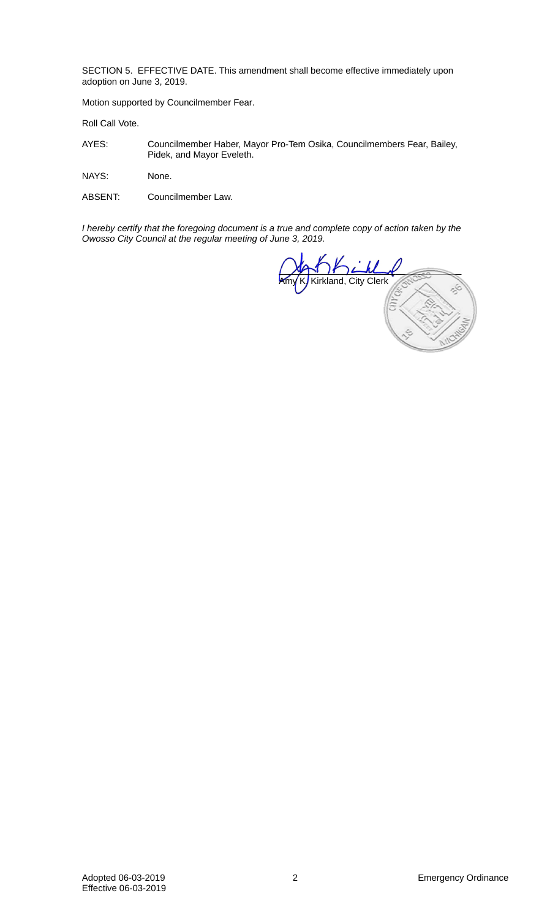SECTION 5. EFFECTIVE DATE. This amendment shall become effective immediately upon adoption on June 3, 2019.

Motion supported by Councilmember Fear.

Roll Call Vote.

AYES: Councilmember Haber, Mayor Pro-Tem Osika, Councilmembers Fear, Bailey, Pidek, and Mayor Eveleth.

NAYS: None.

ABSENT: Councilmember Law.

*I hereby certify that the foregoing document is a true and complete copy of action taken by the Owosso City Council at the regular meeting of June 3, 2019.*

Amy K. Kirkland, City Clerk

Adopted 06-03-2019
Effective 06-03-2019

Emergency Ordinance